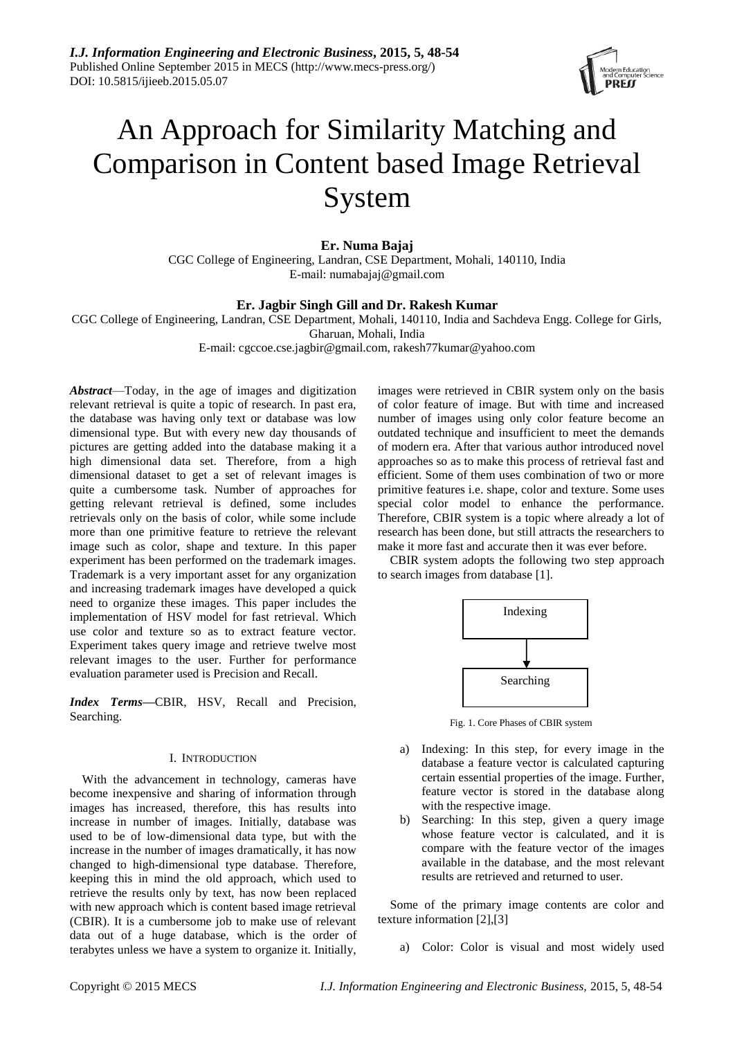*I.J. Information Engineering and Electronic Business*, **2015, 5, 48-54**
Published Online September 2015 in MECS (http://www.mecs-press.org/)
DOI: 10.5815/ijieeb.2015.05.07

# An Approach for Similarity Matching and Comparison in Content based Image Retrieval System

**Er. Numa Bajaj**
CGC College of Engineering, Landran, CSE Department, Mohali, 140110, India
E-mail: numabajaj@gmail.com

**Er. Jagbir Singh Gill and Dr. Rakesh Kumar**
CGC College of Engineering, Landran, CSE Department, Mohali, 140110, India and Sachdeva Engg. College for Girls, Gharuan, Mohali, India
E-mail: cgccoe.cse.jagbir@gmail.com, rakesh77kumar@yahoo.com

***Abstract***—Today, in the age of images and digitization relevant retrieval is quite a topic of research. In past era, the database was having only text or database was low dimensional type. But with every new day thousands of pictures are getting added into the database making it a high dimensional data set. Therefore, from a high dimensional dataset to get a set of relevant images is quite a cumbersome task. Number of approaches for getting relevant retrieval is defined, some includes retrievals only on the basis of color, while some include more than one primitive feature to retrieve the relevant image such as color, shape and texture. In this paper experiment has been performed on the trademark images. Trademark is a very important asset for any organization and increasing trademark images have developed a quick need to organize these images. This paper includes the implementation of HSV model for fast retrieval. Which use color and texture so as to extract feature vector. Experiment takes query image and retrieve twelve most relevant images to the user. Further for performance evaluation parameter used is Precision and Recall.

***Index Terms*****—**CBIR, HSV, Recall and Precision, Searching.

## I. Introduction

With the advancement in technology, cameras have become inexpensive and sharing of information through images has increased, therefore, this has results into increase in number of images. Initially, database was used to be of low-dimensional data type, but with the increase in the number of images dramatically, it has now changed to high-dimensional type database. Therefore, keeping this in mind the old approach, which used to retrieve the results only by text, has now been replaced with new approach which is content based image retrieval (CBIR). It is a cumbersome job to make use of relevant data out of a huge database, which is the order of terabytes unless we have a system to organize it. Initially, images were retrieved in CBIR system only on the basis of color feature of image. But with time and increased number of images using only color feature become an outdated technique and insufficient to meet the demands of modern era. After that various author introduced novel approaches so as to make this process of retrieval fast and efficient. Some of them uses combination of two or more primitive features i.e. shape, color and texture. Some uses special color model to enhance the performance. Therefore, CBIR system is a topic where already a lot of research has been done, but still attracts the researchers to make it more fast and accurate then it was ever before.

CBIR system adopts the following two step approach to search images from database [1].

Indexing

Searching

Fig. 1. Core Phases of CBIR system

a) Indexing: In this step, for every image in the database a feature vector is calculated capturing certain essential properties of the image. Further, feature vector is stored in the database along with the respective image.

b) Searching: In this step, given a query image whose feature vector is calculated, and it is compare with the feature vector of the images available in the database, and the most relevant results are retrieved and returned to user.

Some of the primary image contents are color and texture information [2],[3]

a) Color: Color is visual and most widely used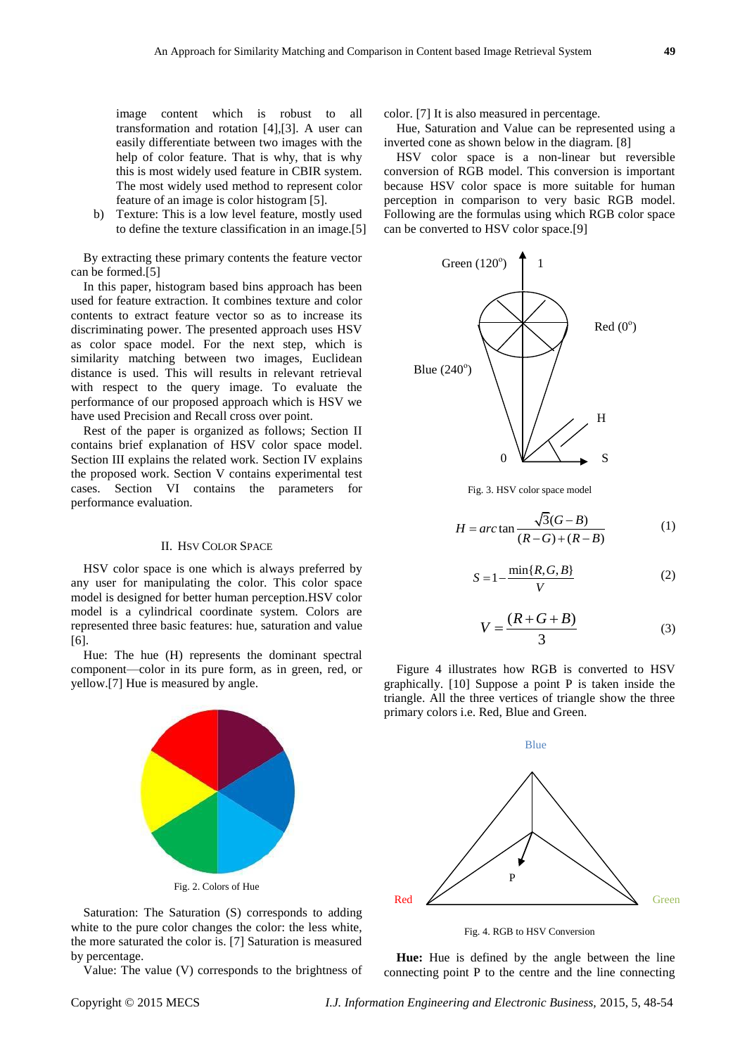image content which is robust to all transformation and rotation [4],[3]. A user can easily differentiate between two images with the help of color feature. That is why, that is why this is most widely used feature in CBIR system. The most widely used method to represent color feature of an image is color histogram [5].

b) Texture: This is a low level feature, mostly used to define the texture classification in an image.[5]

By extracting these primary contents the feature vector can be formed.[5]

In this paper, histogram based bins approach has been used for feature extraction. It combines texture and color contents to extract feature vector so as to increase its discriminating power. The presented approach uses HSV as color space model. For the next step, which is similarity matching between two images, Euclidean distance is used. This will results in relevant retrieval with respect to the query image. To evaluate the performance of our proposed approach which is HSV we have used Precision and Recall cross over point.

Rest of the paper is organized as follows; Section II contains brief explanation of HSV color space model. Section III explains the related work. Section IV explains the proposed work. Section V contains experimental test cases. Section VI contains the parameters for performance evaluation.

## II. HSV Color Space

HSV color space is one which is always preferred by any user for manipulating the color. This color space model is designed for better human perception.HSV color model is a cylindrical coordinate system. Colors are represented three basic features: hue, saturation and value [6].

Hue: The hue (H) represents the dominant spectral component—color in its pure form, as in green, red, or yellow.[7] Hue is measured by angle.

Fig. 2. Colors of Hue

Saturation: The Saturation (S) corresponds to adding white to the pure color changes the color: the less white, the more saturated the color is. [7] Saturation is measured by percentage.

Value: The value (V) corresponds to the brightness of color. [7] It is also measured in percentage.

Hue, Saturation and Value can be represented using a inverted cone as shown below in the diagram. [8]

HSV color space is a non-linear but reversible conversion of RGB model. This conversion is important because HSV color space is more suitable for human perception in comparison to very basic RGB model. Following are the formulas using which RGB color space can be converted to HSV color space.[9]

Green (120°)
1
Red (0°)
Blue (240°)
H
0
S

Fig. 3. HSV color space model

$$H = arc\tan\frac{\sqrt{3}(G-B)}{(R-G)+(R-B)} \tag{1}$$

$$S = 1 - \frac{\min\{R,G,B\}}{V} \tag{2}$$

$$V = \frac{(R+G+B)}{3} \tag{3}$$

Figure 4 illustrates how RGB is converted to HSV graphically. [10] Suppose a point P is taken inside the triangle. All the three vertices of triangle show the three primary colors i.e. Red, Blue and Green.

Blue
P
Red
Green

Fig. 4. RGB to HSV Conversion

**Hue:** Hue is defined by the angle between the line connecting point P to the centre and the line connecting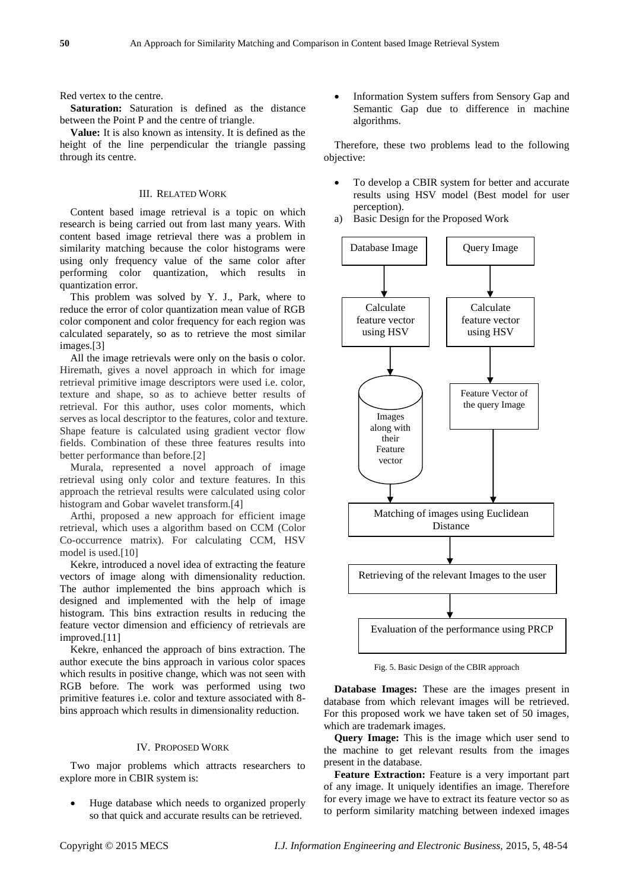Red vertex to the centre.

**Saturation:** Saturation is defined as the distance between the Point P and the centre of triangle.

**Value:** It is also known as intensity. It is defined as the height of the line perpendicular the triangle passing through its centre.

## III. Related Work

Content based image retrieval is a topic on which research is being carried out from last many years. With content based image retrieval there was a problem in similarity matching because the color histograms were using only frequency value of the same color after performing color quantization, which results in quantization error.

This problem was solved by Y. J., Park, where to reduce the error of color quantization mean value of RGB color component and color frequency for each region was calculated separately, so as to retrieve the most similar images.[3]

All the image retrievals were only on the basis o color. Hiremath, gives a novel approach in which for image retrieval primitive image descriptors were used i.e. color, texture and shape, so as to achieve better results of retrieval. For this author, uses color moments, which serves as local descriptor to the features, color and texture. Shape feature is calculated using gradient vector flow fields. Combination of these three features results into better performance than before.[2]

Murala, represented a novel approach of image retrieval using only color and texture features. In this approach the retrieval results were calculated using color histogram and Gobar wavelet transform.[4]

Arthi, proposed a new approach for efficient image retrieval, which uses a algorithm based on CCM (Color Co-occurrence matrix). For calculating CCM, HSV model is used.[10]

Kekre, introduced a novel idea of extracting the feature vectors of image along with dimensionality reduction. The author implemented the bins approach which is designed and implemented with the help of image histogram. This bins extraction results in reducing the feature vector dimension and efficiency of retrievals are improved.[11]

Kekre, enhanced the approach of bins extraction. The author execute the bins approach in various color spaces which results in positive change, which was not seen with RGB before. The work was performed using two primitive features i.e. color and texture associated with 8-bins approach which results in dimensionality reduction.

## IV. Proposed Work

Two major problems which attracts researchers to explore more in CBIR system is:

- Huge database which needs to organized properly so that quick and accurate results can be retrieved.
- Information System suffers from Sensory Gap and Semantic Gap due to difference in machine algorithms.

Therefore, these two problems lead to the following objective:

- To develop a CBIR system for better and accurate results using HSV model (Best model for user perception).

a) Basic Design for the Proposed Work

Database Image

Query Image

Calculate feature vector using HSV

Calculate feature vector using HSV

Images along with their Feature vector

Feature Vector of the query Image

Matching of images using Euclidean Distance

Retrieving of the relevant Images to the user

Evaluation of the performance using PRCP

Fig. 5. Basic Design of the CBIR approach

**Database Images:** These are the images present in database from which relevant images will be retrieved. For this proposed work we have taken set of 50 images, which are trademark images.

**Query Image:** This is the image which user send to the machine to get relevant results from the images present in the database.

**Feature Extraction:** Feature is a very important part of any image. It uniquely identifies an image. Therefore for every image we have to extract its feature vector so as to perform similarity matching between indexed images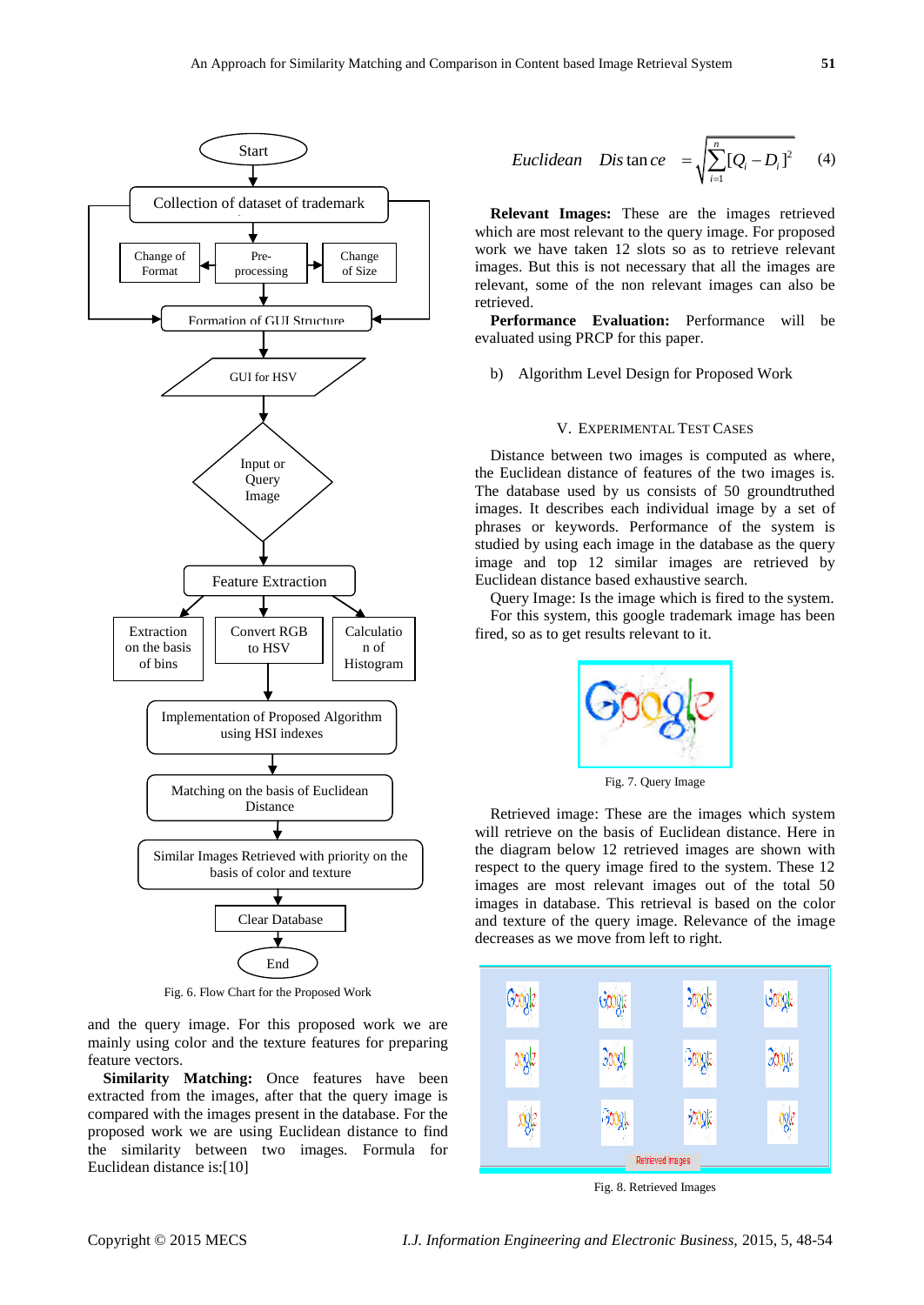Start

Collection of dataset of trademark

Change of Format

Pre-processing

Change of Size

Formation of GUI Structure

GUI for HSV

Input or Query Image

Feature Extraction

Extraction on the basis of bins

Convert RGB to HSV

Calculation of Histogram

Implementation of Proposed Algorithm using HSI indexes

Matching on the basis of Euclidean Distance

Similar Images Retrieved with priority on the basis of color and texture

Clear Database

End

Fig. 6. Flow Chart for the Proposed Work

and the query image. For this proposed work we are mainly using color and the texture features for preparing feature vectors.

**Similarity Matching:** Once features have been extracted from the images, after that the query image is compared with the images present in the database. For the proposed work we are using Euclidean distance to find the similarity between two images. Formula for Euclidean distance is:[10]

$$Euclidean\ \ Distance = \sqrt{\sum_{i=1}^{n}[Q_i - D_i]^2} \quad (4)$$

**Relevant Images:** These are the images retrieved which are most relevant to the query image. For proposed work we have taken 12 slots so as to retrieve relevant images. But this is not necessary that all the images are relevant, some of the non relevant images can also be retrieved.

**Performance Evaluation:** Performance will be evaluated using PRCP for this paper.

b) Algorithm Level Design for Proposed Work

## V. Experimental Test Cases

Distance between two images is computed as where, the Euclidean distance of features of the two images is. The database used by us consists of 50 groundtruthed images. It describes each individual image by a set of phrases or keywords. Performance of the system is studied by using each image in the database as the query image and top 12 similar images are retrieved by Euclidean distance based exhaustive search.

Query Image: Is the image which is fired to the system. For this system, this google trademark image has been fired, so as to get results relevant to it.

Fig. 7. Query Image

Retrieved image: These are the images which system will retrieve on the basis of Euclidean distance. Here in the diagram below 12 retrieved images are shown with respect to the query image fired to the system. These 12 images are most relevant images out of the total 50 images in database. This retrieval is based on the color and texture of the query image. Relevance of the image decreases as we move from left to right.

Retrieved Images

Fig. 8. Retrieved Images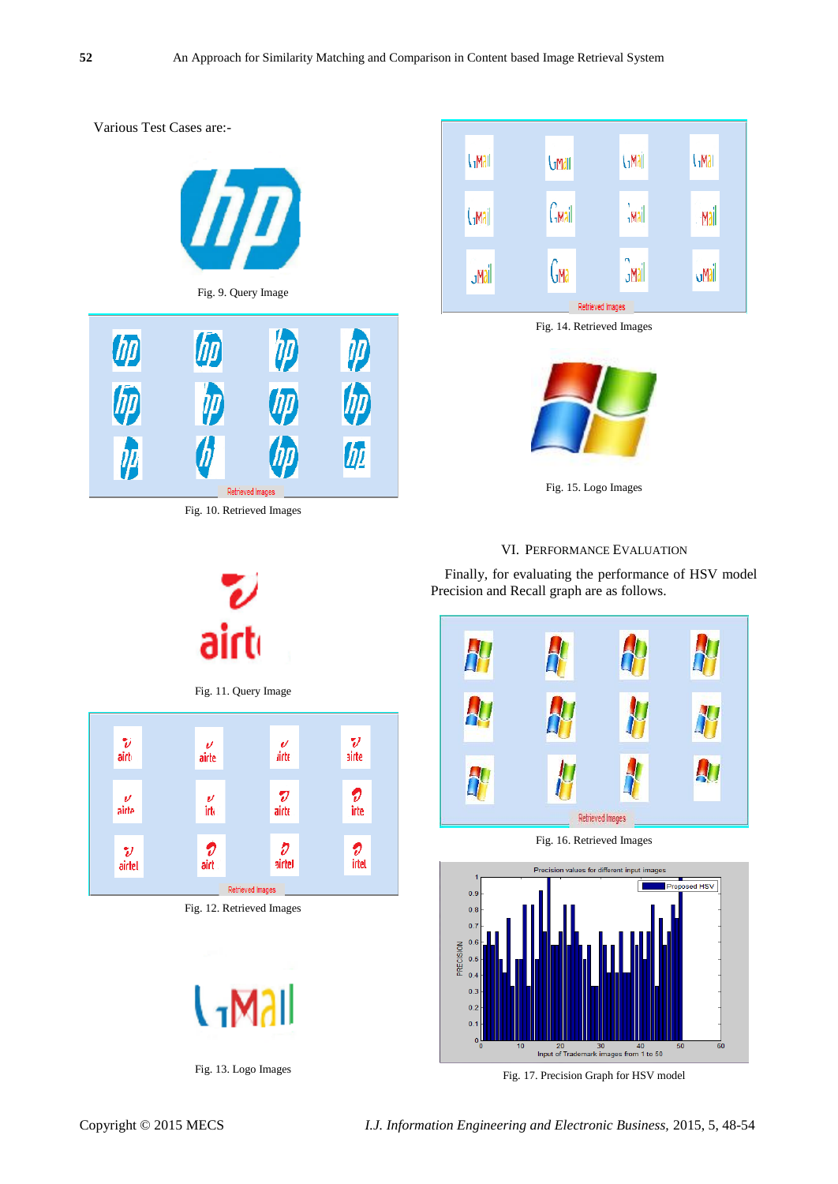Various Test Cases are:-

Fig. 9. Query Image

Retrieved Images

Fig. 10. Retrieved Images

Fig. 11. Query Image

Retrieved Images

Fig. 12. Retrieved Images

Fig. 13. Logo Images

Retrieved Images

Fig. 14. Retrieved Images

Fig. 15. Logo Images

## VI. Performance Evaluation

Finally, for evaluating the performance of HSV model Precision and Recall graph are as follows.

Retrieved Images

Fig. 16. Retrieved Images

Precision values for different input images

Proposed HSV

PRECISION

0
0.1
0.2
0.3
0.4
0.5
0.6
0.7
0.8
0.9
1

0
10
20
30
40
50
60

Input of Trademark images from 1 to 50

Fig. 17. Precision Graph for HSV model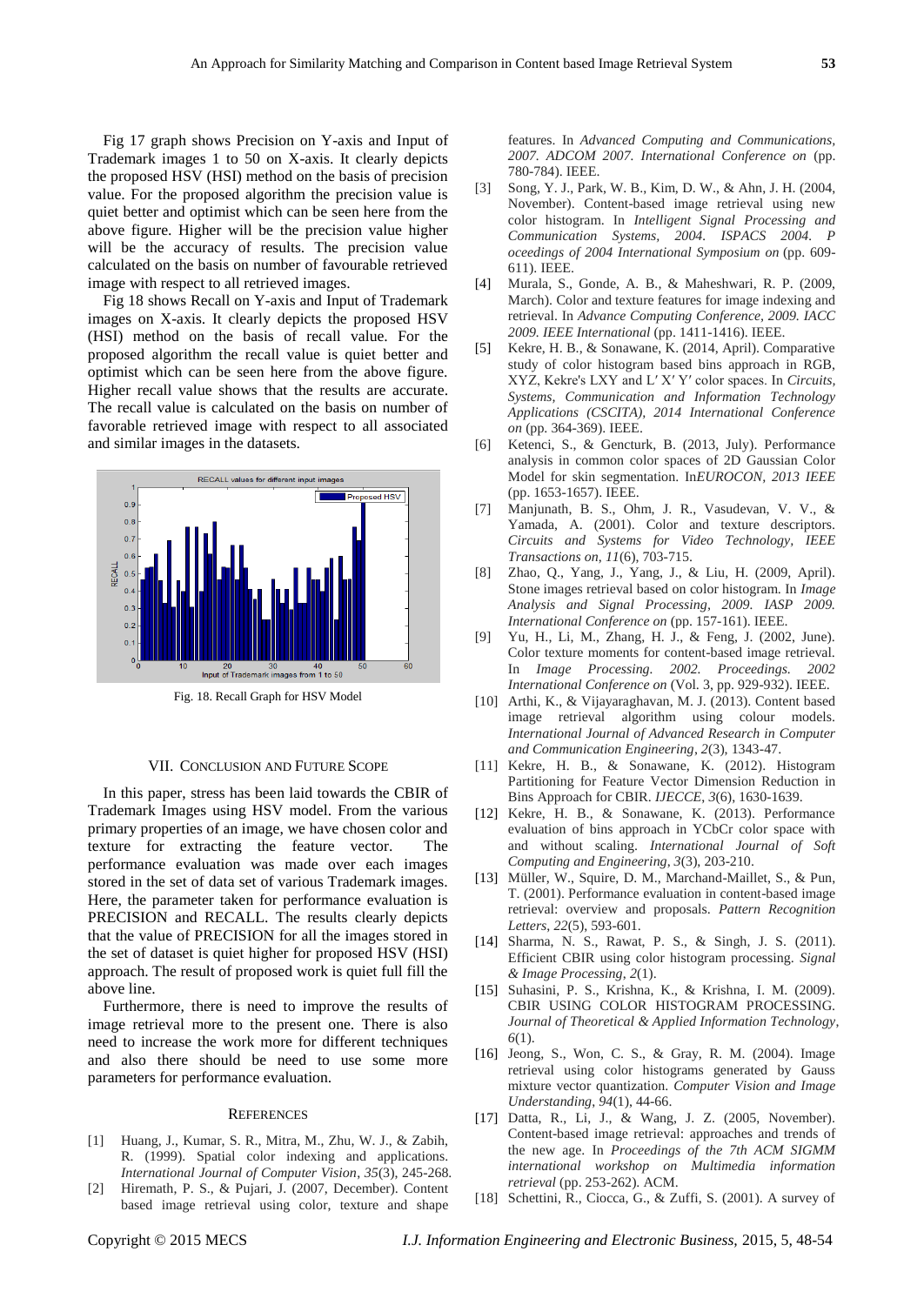Fig 17 graph shows Precision on Y-axis and Input of Trademark images 1 to 50 on X-axis. It clearly depicts the proposed HSV (HSI) method on the basis of precision value. For the proposed algorithm the precision value is quiet better and optimist which can be seen here from the above figure. Higher will be the precision value higher will be the accuracy of results. The precision value calculated on the basis on number of favourable retrieved image with respect to all retrieved images.

Fig 18 shows Recall on Y-axis and Input of Trademark images on X-axis. It clearly depicts the proposed HSV (HSI) method on the basis of recall value. For the proposed algorithm the recall value is quiet better and optimist which can be seen here from the above figure. Higher recall value shows that the results are accurate. The recall value is calculated on the basis on number of favorable retrieved image with respect to all associated and similar images in the datasets.

Fig. 18. Recall Graph for HSV Model

## VII. Conclusion and Future Scope

In this paper, stress has been laid towards the CBIR of Trademark Images using HSV model. From the various primary properties of an image, we have chosen color and texture for extracting the feature vector. The performance evaluation was made over each images stored in the set of data set of various Trademark images. Here, the parameter taken for performance evaluation is PRECISION and RECALL. The results clearly depicts that the value of PRECISION for all the images stored in the set of dataset is quiet higher for proposed HSV (HSI) approach. The result of proposed work is quiet full fill the above line.

Furthermore, there is need to improve the results of image retrieval more to the present one. There is also need to increase the work more for different techniques and also there should be need to use some more parameters for performance evaluation.

## References

[1] Huang, J., Kumar, S. R., Mitra, M., Zhu, W. J., & Zabih, R. (1999). Spatial color indexing and applications. *International Journal of Computer Vision*, *35*(3), 245-268.

[2] Hiremath, P. S., & Pujari, J. (2007, December). Content based image retrieval using color, texture and shape features. In *Advanced Computing and Communications, 2007. ADCOM 2007. International Conference on* (pp. 780-784). IEEE.

[3] Song, Y. J., Park, W. B., Kim, D. W., & Ahn, J. H. (2004, November). Content-based image retrieval using new color histogram. In *Intelligent Signal Processing and Communication Systems, 2004. ISPACS 2004. P oceedings of 2004 International Symposium on* (pp. 609-611). IEEE.

[4] Murala, S., Gonde, A. B., & Maheshwari, R. P. (2009, March). Color and texture features for image indexing and retrieval. In *Advance Computing Conference, 2009. IACC 2009. IEEE International* (pp. 1411-1416). IEEE.

[5] Kekre, H. B., & Sonawane, K. (2014, April). Comparative study of color histogram based bins approach in RGB, XYZ, Kekre's LXY and L′ X′ Y′ color spaces. In *Circuits, Systems, Communication and Information Technology Applications (CSCITA), 2014 International Conference on* (pp. 364-369). IEEE.

[6] Ketenci, S., & Gencturk, B. (2013, July). Performance analysis in common color spaces of 2D Gaussian Color Model for skin segmentation. In*EUROCON, 2013 IEEE* (pp. 1653-1657). IEEE.

[7] Manjunath, B. S., Ohm, J. R., Vasudevan, V. V., & Yamada, A. (2001). Color and texture descriptors. *Circuits and Systems for Video Technology, IEEE Transactions on*, *11*(6), 703-715.

[8] Zhao, Q., Yang, J., Yang, J., & Liu, H. (2009, April). Stone images retrieval based on color histogram. In *Image Analysis and Signal Processing, 2009. IASP 2009. International Conference on* (pp. 157-161). IEEE.

[9] Yu, H., Li, M., Zhang, H. J., & Feng, J. (2002, June). Color texture moments for content-based image retrieval. In *Image Processing. 2002. Proceedings. 2002 International Conference on* (Vol. 3, pp. 929-932). IEEE.

[10] Arthi, K., & Vijayaraghavan, M. J. (2013). Content based image retrieval algorithm using colour models. *International Journal of Advanced Research in Computer and Communication Engineering*, *2*(3), 1343-47.

[11] Kekre, H. B., & Sonawane, K. (2012). Histogram Partitioning for Feature Vector Dimension Reduction in Bins Approach for CBIR. *IJECCE*, *3*(6), 1630-1639.

[12] Kekre, H. B., & Sonawane, K. (2013). Performance evaluation of bins approach in YCbCr color space with and without scaling. *International Journal of Soft Computing and Engineering*, *3*(3), 203-210.

[13] Müller, W., Squire, D. M., Marchand-Maillet, S., & Pun, T. (2001). Performance evaluation in content-based image retrieval: overview and proposals. *Pattern Recognition Letters*, *22*(5), 593-601.

[14] Sharma, N. S., Rawat, P. S., & Singh, J. S. (2011). Efficient CBIR using color histogram processing. *Signal & Image Processing*, *2*(1).

[15] Suhasini, P. S., Krishna, K., & Krishna, I. M. (2009). CBIR USING COLOR HISTOGRAM PROCESSING. *Journal of Theoretical & Applied Information Technology*, *6*(1).

[16] Jeong, S., Won, C. S., & Gray, R. M. (2004). Image retrieval using color histograms generated by Gauss mixture vector quantization. *Computer Vision and Image Understanding*, *94*(1), 44-66.

[17] Datta, R., Li, J., & Wang, J. Z. (2005, November). Content-based image retrieval: approaches and trends of the new age. In *Proceedings of the 7th ACM SIGMM international workshop on Multimedia information retrieval* (pp. 253-262). ACM.

[18] Schettini, R., Ciocca, G., & Zuffi, S. (2001). A survey of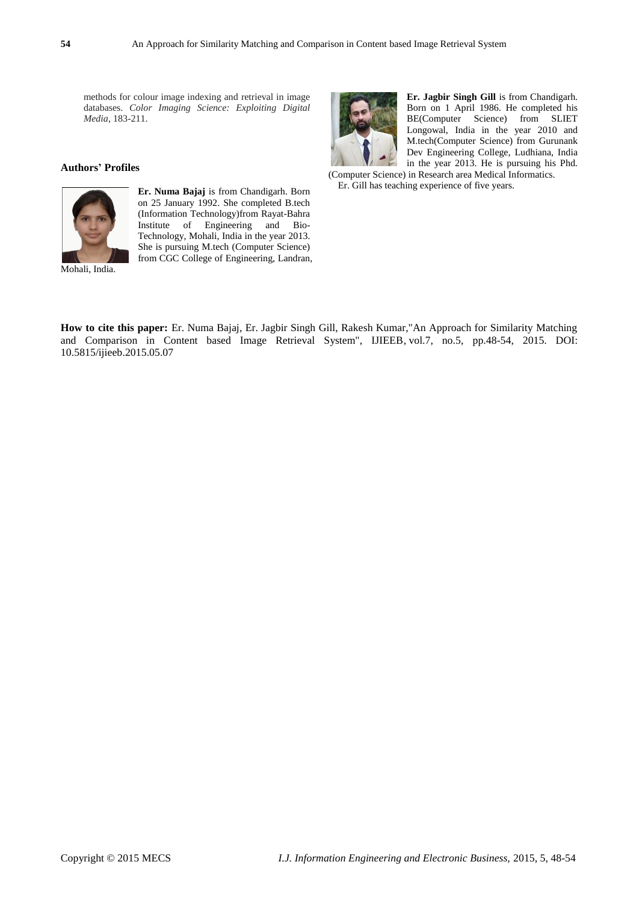methods for colour image indexing and retrieval in image databases. *Color Imaging Science: Exploiting Digital Media*, 183-211.

## Authors' Profiles

**Er. Numa Bajaj** is from Chandigarh. Born on 25 January 1992. She completed B.tech (Information Technology)from Rayat-Bahra Institute of Engineering and Bio-Technology, Mohali, India in the year 2013. She is pursuing M.tech (Computer Science) from CGC College of Engineering, Landran, Mohali, India.

**Er. Jagbir Singh Gill** is from Chandigarh. Born on 1 April 1986. He completed his BE(Computer Science) from SLIET Longowal, India in the year 2010 and M.tech(Computer Science) from Gurunank Dev Engineering College, Ludhiana, India in the year 2013. He is pursuing his Phd. (Computer Science) in Research area Medical Informatics.

Er. Gill has teaching experience of five years.

**How to cite this paper:** Er. Numa Bajaj, Er. Jagbir Singh Gill, Rakesh Kumar,"An Approach for Similarity Matching and Comparison in Content based Image Retrieval System", IJIEEB, vol.7, no.5, pp.48-54, 2015. DOI: 10.5815/ijieeb.2015.05.07